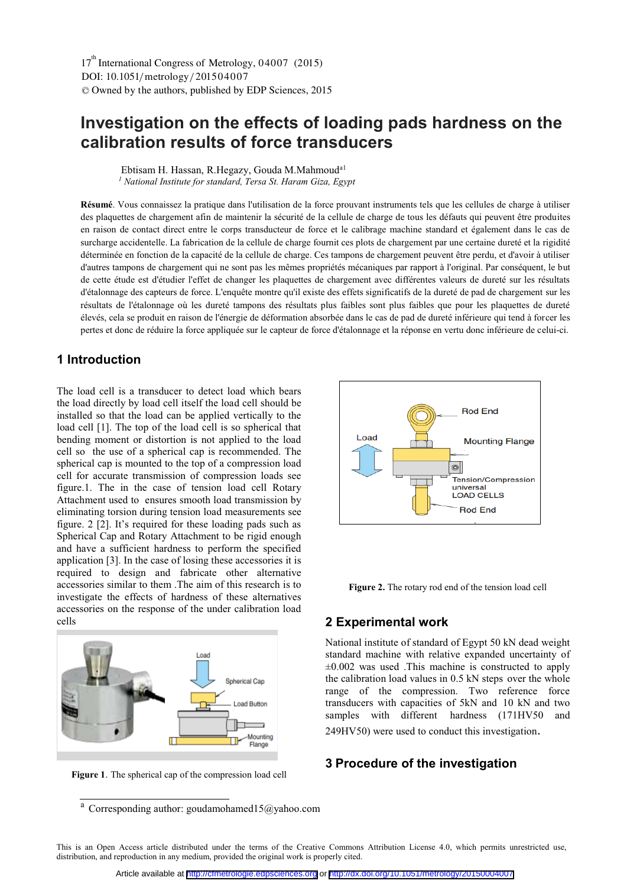17[th] International Congress of Metrology, 04007 (2015)
DOI: 10.1051/metrology/201504007
© Owned by the authors, published by EDP Sciences, 2015

# Investigation on the effects of loading pads hardness on the calibration results of force transducers

Ebtisam H. Hassan, R.Hegazy, Gouda M.Mahmoud[a1]

[1] *National Institute for standard, Tersa St. Haram Giza, Egypt*

**Résumé**. Vous connaissez la pratique dans l'utilisation de la force prouvant instruments tels que les cellules de charge à utiliser des plaquettes de chargement afin de maintenir la sécurité de la cellule de charge de tous les défauts qui peuvent être produites en raison de contact direct entre le corps transducteur de force et le calibrage machine standard et également dans le cas de surcharge accidentelle. La fabrication de la cellule de charge fournit ces plots de chargement par une certaine dureté et la rigidité déterminée en fonction de la capacité de la cellule de charge. Ces tampons de chargement peuvent être perdu, et d'avoir à utiliser d'autres tampons de chargement qui ne sont pas les mêmes propriétés mécaniques par rapport à l'original. Par conséquent, le but de cette étude est d'étudier l'effet de changer les plaquettes de chargement avec différentes valeurs de dureté sur les résultats d'étalonnage des capteurs de force. L'enquête montre qu'il existe des effets significatifs de la dureté de pad de chargement sur les résultats de l'étalonnage où les dureté tampons des résultats plus faibles sont plus faibles que pour les plaquettes de dureté élevés, cela se produit en raison de l'énergie de déformation absorbée dans le cas de pad de dureté inférieure qui tend à forcer les pertes et donc de réduire la force appliquée sur le capteur de force d'étalonnage et la réponse en vertu donc inférieure de celui-ci.

## 1 Introduction

The load cell is a transducer to detect load which bears the load directly by load cell itself the load cell should be installed so that the load can be applied vertically to the load cell [1]. The top of the load cell is so spherical that bending moment or distortion is not applied to the load cell so the use of a spherical cap is recommended. The spherical cap is mounted to the top of a compression load cell for accurate transmission of compression loads see figure.1. The in the case of tension load cell Rotary Attachment used to ensures smooth load transmission by eliminating torsion during tension load measurements see figure. 2 [2]. It's required for these loading pads such as Spherical Cap and Rotary Attachment to be rigid enough and have a sufficient hardness to perform the specified application [3]. In the case of losing these accessories it is required to design and fabricate other alternative accessories similar to them .The aim of this research is to investigate the effects of hardness of these alternatives accessories on the response of the under calibration load cells

**Figure 1**. The spherical cap of the compression load cell

**Figure 2.** The rotary rod end of the tension load cell

## 2 Experimental work

National institute of standard of Egypt 50 kN dead weight standard machine with relative expanded uncertainty of ±0.002 was used .This machine is constructed to apply the calibration load values in 0.5 kN steps over the whole range of the compression. Two reference force transducers with capacities of 5kN and 10 kN and two samples with different hardness (171HV50 and 249HV50) were used to conduct this investigation.

## 3 Procedure of the investigation

[a] Corresponding author: goudamohamed15@yahoo.com

This is an Open Access article distributed under the terms of the Creative Commons Attribution License 4.0, which permits unrestricted use, distribution, and reproduction in any medium, provided the original work is properly cited.

Article available at http://cfmetrologie.edpsciences.org or http://dx.doi.org/10.1051/metrology/201504007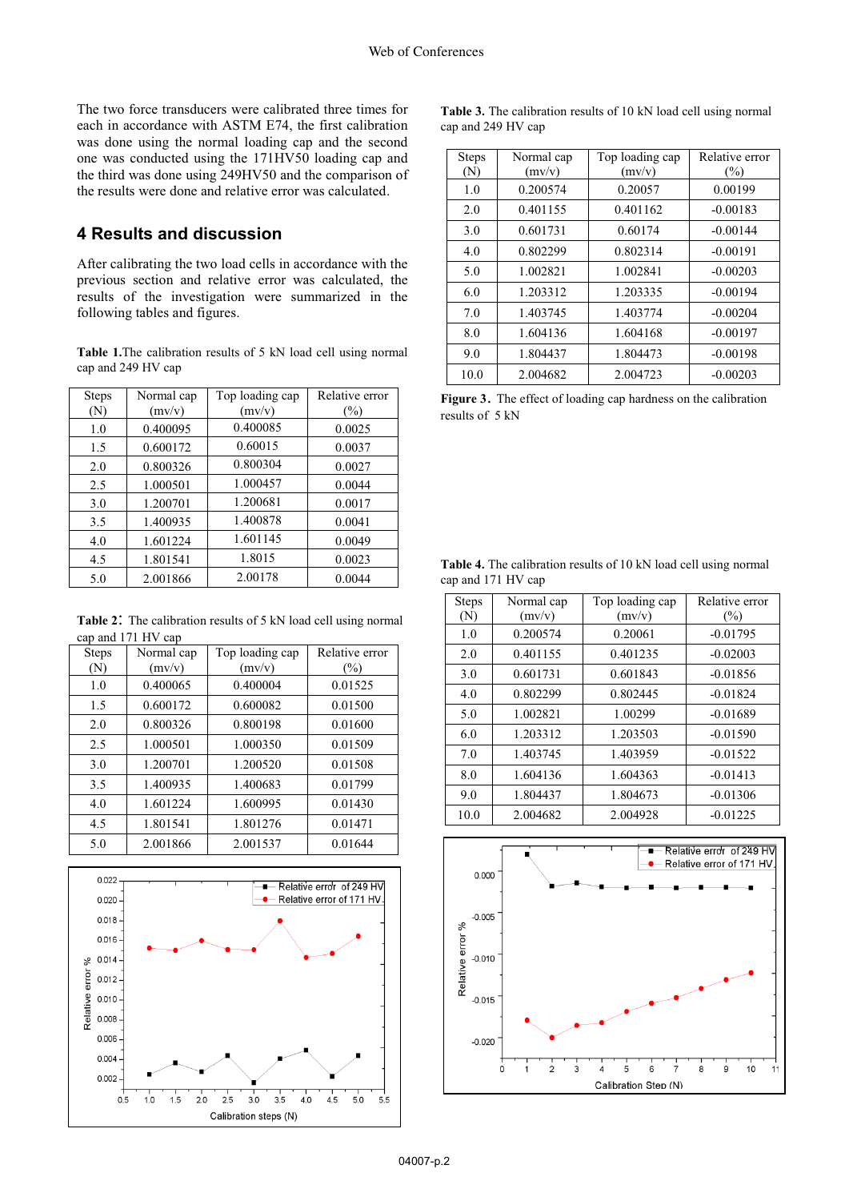The two force transducers were calibrated three times for each in accordance with ASTM E74, the first calibration was done using the normal loading cap and the second one was conducted using the 171HV50 loading cap and the third was done using 249HV50 and the comparison of the results were done and relative error was calculated.

## 4 Results and discussion

After calibrating the two load cells in accordance with the previous section and relative error was calculated, the results of the investigation were summarized in the following tables and figures.

**Table 1.**The calibration results of 5 kN load cell using normal cap and 249 HV cap

| Steps (N) | Normal cap (mv/v) | Top loading cap (mv/v) | Relative error (%) |
|---|---|---|---|
| 1.0 | 0.400095 | 0.400085 | 0.0025 |
| 1.5 | 0.600172 | 0.60015 | 0.0037 |
| 2.0 | 0.800326 | 0.800304 | 0.0027 |
| 2.5 | 1.000501 | 1.000457 | 0.0044 |
| 3.0 | 1.200701 | 1.200681 | 0.0017 |
| 3.5 | 1.400935 | 1.400878 | 0.0041 |
| 4.0 | 1.601224 | 1.601145 | 0.0049 |
| 4.5 | 1.801541 | 1.8015 | 0.0023 |
| 5.0 | 2.001866 | 2.00178 | 0.0044 |

**Table 2**： The calibration results of 5 kN load cell using normal cap and 171 HV cap

| Steps (N) | Normal cap (mv/v) | Top loading cap (mv/v) | Relative error (%) |
|---|---|---|---|
| 1.0 | 0.400065 | 0.400004 | 0.01525 |
| 1.5 | 0.600172 | 0.600082 | 0.01500 |
| 2.0 | 0.800326 | 0.800198 | 0.01600 |
| 2.5 | 1.000501 | 1.000350 | 0.01509 |
| 3.0 | 1.200701 | 1.200520 | 0.01508 |
| 3.5 | 1.400935 | 1.400683 | 0.01799 |
| 4.0 | 1.601224 | 1.600995 | 0.01430 |
| 4.5 | 1.801541 | 1.801276 | 0.01471 |
| 5.0 | 2.001866 | 2.001537 | 0.01644 |

**Table 3.** The calibration results of 10 kN load cell using normal cap and 249 HV cap

| Steps (N) | Normal cap (mv/v) | Top loading cap (mv/v) | Relative error (%) |
|---|---|---|---|
| 1.0 | 0.200574 | 0.20057 | 0.00199 |
| 2.0 | 0.401155 | 0.401162 | -0.00183 |
| 3.0 | 0.601731 | 0.60174 | -0.00144 |
| 4.0 | 0.802299 | 0.802314 | -0.00191 |
| 5.0 | 1.002821 | 1.002841 | -0.00203 |
| 6.0 | 1.203312 | 1.203335 | -0.00194 |
| 7.0 | 1.403745 | 1.403774 | -0.00204 |
| 8.0 | 1.604136 | 1.604168 | -0.00197 |
| 9.0 | 1.804437 | 1.804473 | -0.00198 |
| 10.0 | 2.004682 | 2.004723 | -0.00203 |

**Figure 3.** The effect of loading cap hardness on the calibration results of 5 kN

**Table 4.** The calibration results of 10 kN load cell using normal cap and 171 HV cap

| Steps (N) | Normal cap (mv/v) | Top loading cap (mv/v) | Relative error (%) |
|---|---|---|---|
| 1.0 | 0.200574 | 0.20061 | -0.01795 |
| 2.0 | 0.401155 | 0.401235 | -0.02003 |
| 3.0 | 0.601731 | 0.601843 | -0.01856 |
| 4.0 | 0.802299 | 0.802445 | -0.01824 |
| 5.0 | 1.002821 | 1.00299 | -0.01689 |
| 6.0 | 1.203312 | 1.203503 | -0.01590 |
| 7.0 | 1.403745 | 1.403959 | -0.01522 |
| 8.0 | 1.604136 | 1.604363 | -0.01413 |
| 9.0 | 1.804437 | 1.804673 | -0.01306 |
| 10.0 | 2.004682 | 2.004928 | -0.01225 |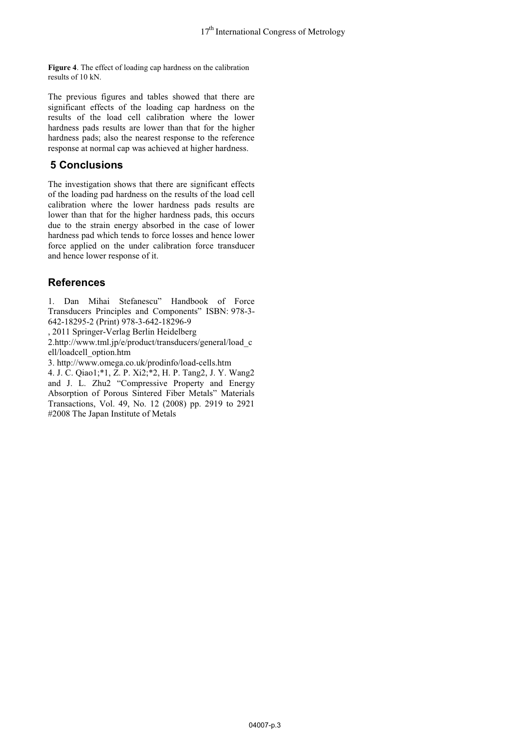**Figure 4**. The effect of loading cap hardness on the calibration results of 10 kN.

The previous figures and tables showed that there are significant effects of the loading cap hardness on the results of the load cell calibration where the lower hardness pads results are lower than that for the higher hardness pads; also the nearest response to the reference response at normal cap was achieved at higher hardness.

## 5 Conclusions

The investigation shows that there are significant effects of the loading pad hardness on the results of the load cell calibration where the lower hardness pads results are lower than that for the higher hardness pads, this occurs due to the strain energy absorbed in the case of lower hardness pad which tends to force losses and hence lower force applied on the under calibration force transducer and hence lower response of it.

## References

1. Dan Mihai Stefanescu" Handbook of Force Transducers Principles and Components" ISBN: 978-3-642-18295-2 (Print) 978-3-642-18296-9 , 2011 Springer-Verlag Berlin Heidelberg
2. http://www.tml.jp/e/product/transducers/general/load_cell/loadcell_option.htm
3. http://www.omega.co.uk/prodinfo/load-cells.htm
4. J. C. Qiao1;*1, Z. P. Xi2;*2, H. P. Tang2, J. Y. Wang2 and J. L. Zhu2 "Compressive Property and Energy Absorption of Porous Sintered Fiber Metals" Materials Transactions, Vol. 49, No. 12 (2008) pp. 2919 to 2921 #2008 The Japan Institute of Metals